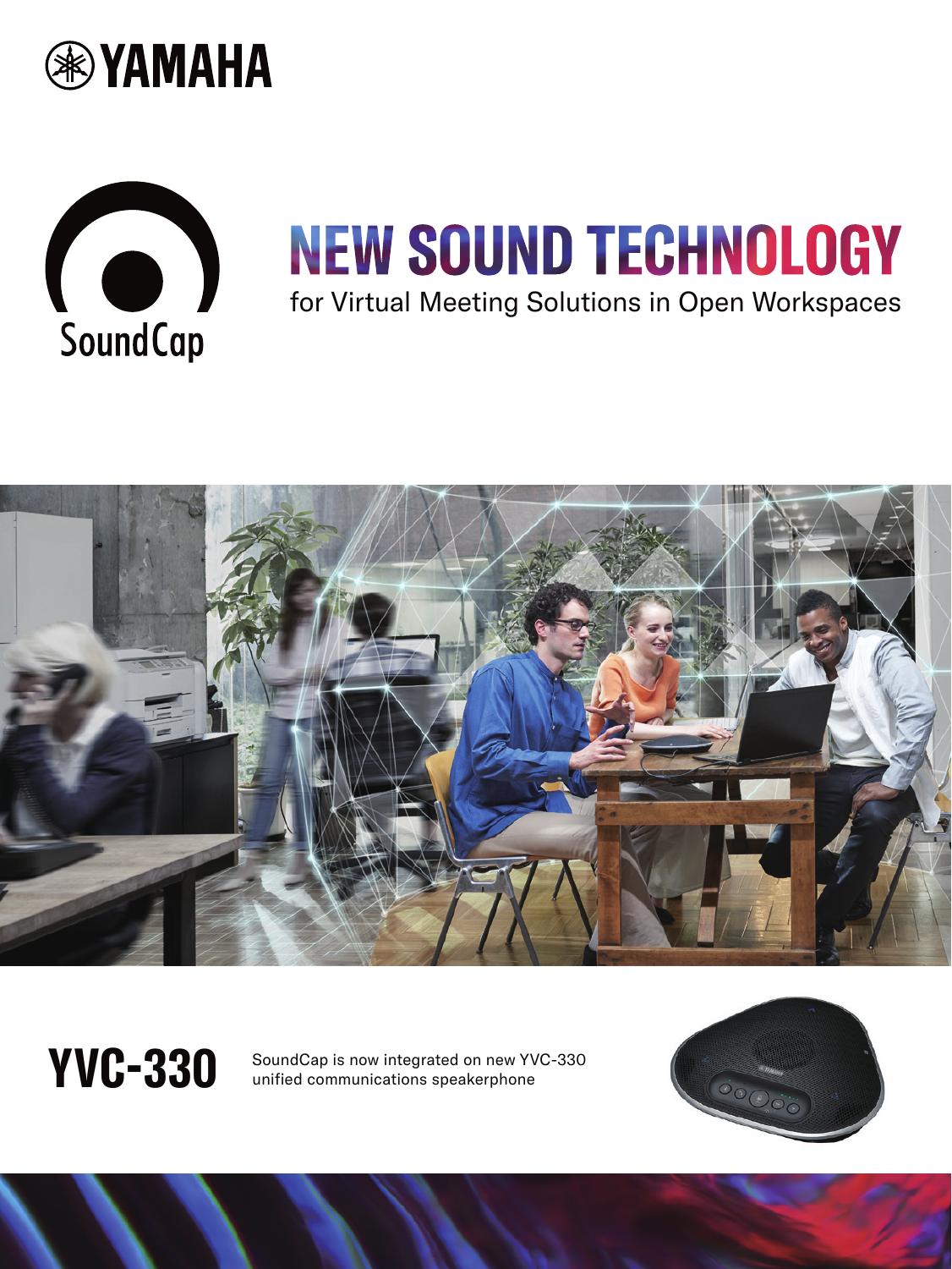YAMAHA

SoundCap

# NEW SOUND TECHNOLOGY

for Virtual Meeting Solutions in Open Workspaces

## YVC-330

SoundCap is now integrated on new YVC-330 unified communications speakerphone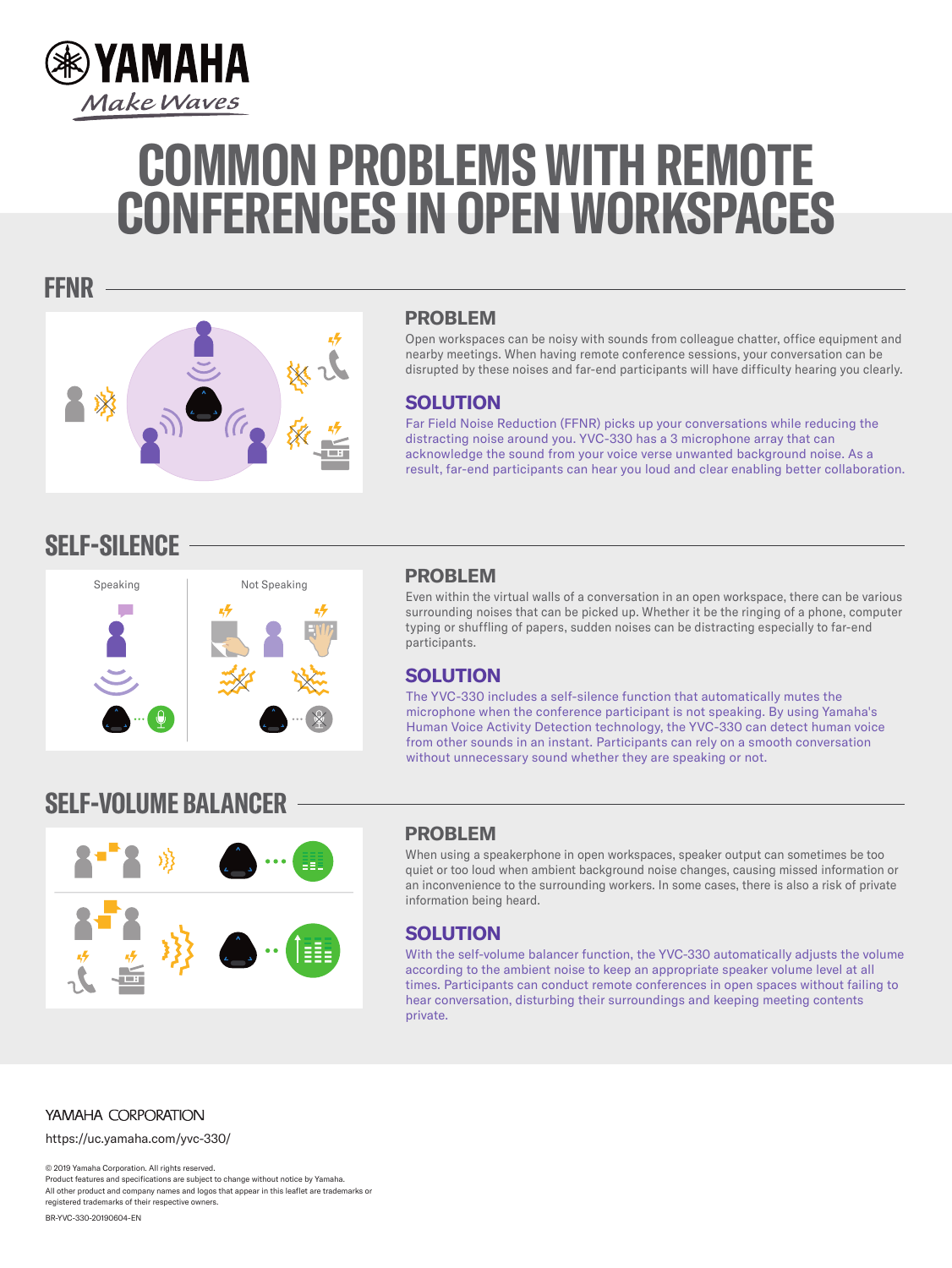YAMAHA

*Make Waves*

# COMMON PROBLEMS WITH REMOTE CONFERENCES IN OPEN WORKSPACES

## FFNR

### PROBLEM

Open workspaces can be noisy with sounds from colleague chatter, office equipment and nearby meetings. When having remote conference sessions, your conversation can be disrupted by these noises and far-end participants will have difficulty hearing you clearly.

### SOLUTION

Far Field Noise Reduction (FFNR) picks up your conversations while reducing the distracting noise around you. YVC-330 has a 3 microphone array that can acknowledge the sound from your voice verse unwanted background noise. As a result, far-end participants can hear you loud and clear enabling better collaboration.

## SELF-SILENCE

Speaking

Not Speaking

### PROBLEM

Even within the virtual walls of a conversation in an open workspace, there can be various surrounding noises that can be picked up. Whether it be the ringing of a phone, computer typing or shuffling of papers, sudden noises can be distracting especially to far-end participants.

### SOLUTION

The YVC-330 includes a self-silence function that automatically mutes the microphone when the conference participant is not speaking. By using Yamaha's Human Voice Activity Detection technology, the YVC-330 can detect human voice from other sounds in an instant. Participants can rely on a smooth conversation without unnecessary sound whether they are speaking or not.

## SELF-VOLUME BALANCER

### PROBLEM

When using a speakerphone in open workspaces, speaker output can sometimes be too quiet or too loud when ambient background noise changes, causing missed information or an inconvenience to the surrounding workers. In some cases, there is also a risk of private information being heard.

### SOLUTION

With the self-volume balancer function, the YVC-330 automatically adjusts the volume according to the ambient noise to keep an appropriate speaker volume level at all times. Participants can conduct remote conferences in open spaces without failing to hear conversation, disturbing their surroundings and keeping meeting contents private.

YAMAHA CORPORATION

https://uc.yamaha.com/yvc-330/

© 2019 Yamaha Corporation. All rights reserved.
Product features and specifications are subject to change without notice by Yamaha.
All other product and company names and logos that appear in this leaflet are trademarks or registered trademarks of their respective owners.

BR-YVC-330-20190604-EN